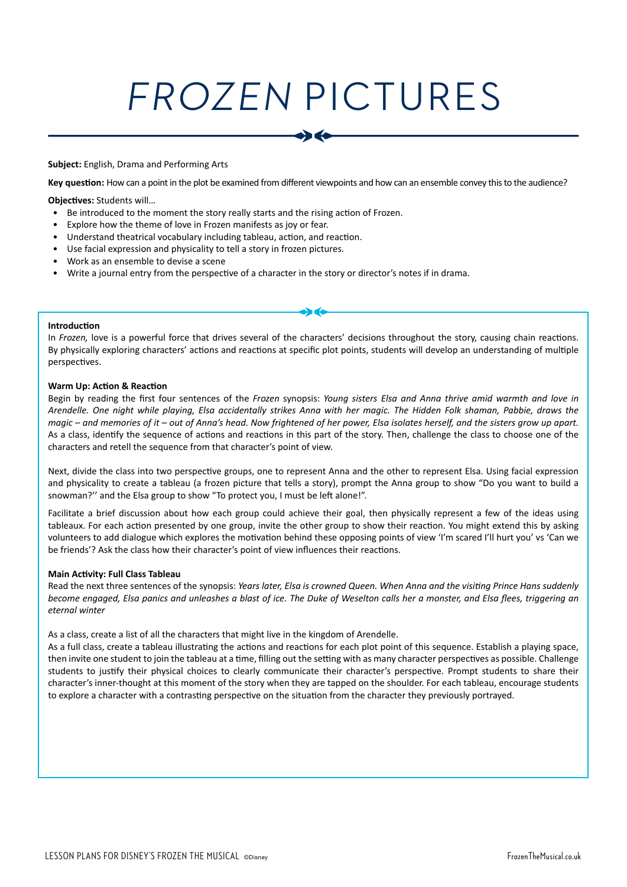# *FROZEN* PICTURES

**Subject:** English, Drama and Performing Arts

**Key question:** How can a point in the plot be examined from different viewpoints and how can an ensemble convey this to the audience?

**Objectives:** Students will…

- Be introduced to the moment the story really starts and the rising action of Frozen.
- Explore how the theme of love in Frozen manifests as joy or fear.
- Understand theatrical vocabulary including tableau, action, and reaction.
- Use facial expression and physicality to tell a story in frozen pictures.
- Work as an ensemble to devise a scene
- Write a journal entry from the perspective of a character in the story or director's notes if in drama.

**Introduction**

In *Frozen,* love is a powerful force that drives several of the characters' decisions throughout the story, causing chain reactions. By physically exploring characters' actions and reactions at specific plot points, students will develop an understanding of multiple perspectives.

**Warm Up: Action & Reaction**

Begin by reading the first four sentences of the *Frozen* synopsis: *Young sisters Elsa and Anna thrive amid warmth and love in Arendelle. One night while playing, Elsa accidentally strikes Anna with her magic. The Hidden Folk shaman, Pabbie, draws the magic – and memories of it – out of Anna's head. Now frightened of her power, Elsa isolates herself, and the sisters grow up apart.* As a class, identify the sequence of actions and reactions in this part of the story. Then, challenge the class to choose one of the characters and retell the sequence from that character's point of view.

Next, divide the class into two perspective groups, one to represent Anna and the other to represent Elsa. Using facial expression and physicality to create a tableau (a frozen picture that tells a story), prompt the Anna group to show "Do you want to build a snowman?'' and the Elsa group to show "To protect you, I must be left alone!".

Facilitate a brief discussion about how each group could achieve their goal, then physically represent a few of the ideas using tableaux. For each action presented by one group, invite the other group to show their reaction. You might extend this by asking volunteers to add dialogue which explores the motivation behind these opposing points of view 'I'm scared I'll hurt you' vs 'Can we be friends'? Ask the class how their character's point of view influences their reactions.

**Main Activity: Full Class Tableau**

Read the next three sentences of the synopsis: *Years later, Elsa is crowned Queen. When Anna and the visiting Prince Hans suddenly become engaged, Elsa panics and unleashes a blast of ice. The Duke of Weselton calls her a monster, and Elsa flees, triggering an eternal winter*

As a class, create a list of all the characters that might live in the kingdom of Arendelle.

As a full class, create a tableau illustrating the actions and reactions for each plot point of this sequence. Establish a playing space, then invite one student to join the tableau at a time, filling out the setting with as many character perspectives as possible. Challenge students to justify their physical choices to clearly communicate their character's perspective. Prompt students to share their character's inner-thought at this moment of the story when they are tapped on the shoulder. For each tableau, encourage students to explore a character with a contrasting perspective on the situation from the character they previously portrayed.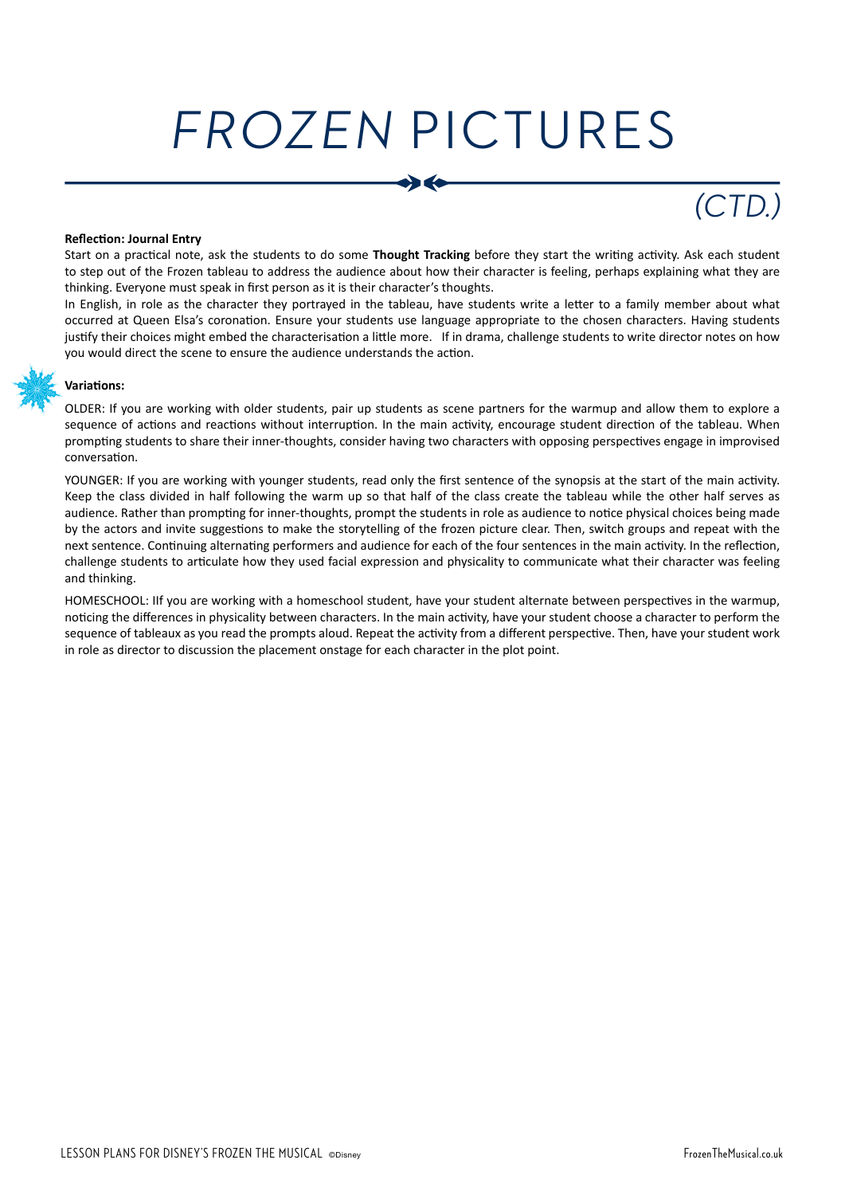# *FROZEN* PICTURES

## *(CTD.)*

**Reflection: Journal Entry**

Start on a practical note, ask the students to do some **Thought Tracking** before they start the writing activity. Ask each student to step out of the Frozen tableau to address the audience about how their character is feeling, perhaps explaining what they are thinking. Everyone must speak in first person as it is their character's thoughts.

In English, in role as the character they portrayed in the tableau, have students write a letter to a family member about what occurred at Queen Elsa's coronation. Ensure your students use language appropriate to the chosen characters. Having students justify their choices might embed the characterisation a little more. If in drama, challenge students to write director notes on how you would direct the scene to ensure the audience understands the action.

**Variations:**

OLDER: If you are working with older students, pair up students as scene partners for the warmup and allow them to explore a sequence of actions and reactions without interruption. In the main activity, encourage student direction of the tableau. When prompting students to share their inner-thoughts, consider having two characters with opposing perspectives engage in improvised conversation.

YOUNGER: If you are working with younger students, read only the first sentence of the synopsis at the start of the main activity. Keep the class divided in half following the warm up so that half of the class create the tableau while the other half serves as audience. Rather than prompting for inner-thoughts, prompt the students in role as audience to notice physical choices being made by the actors and invite suggestions to make the storytelling of the frozen picture clear. Then, switch groups and repeat with the next sentence. Continuing alternating performers and audience for each of the four sentences in the main activity. In the reflection, challenge students to articulate how they used facial expression and physicality to communicate what their character was feeling and thinking.

HOMESCHOOL: IIf you are working with a homeschool student, have your student alternate between perspectives in the warmup, noticing the differences in physicality between characters. In the main activity, have your student choose a character to perform the sequence of tableaux as you read the prompts aloud. Repeat the activity from a different perspective. Then, have your student work in role as director to discussion the placement onstage for each character in the plot point.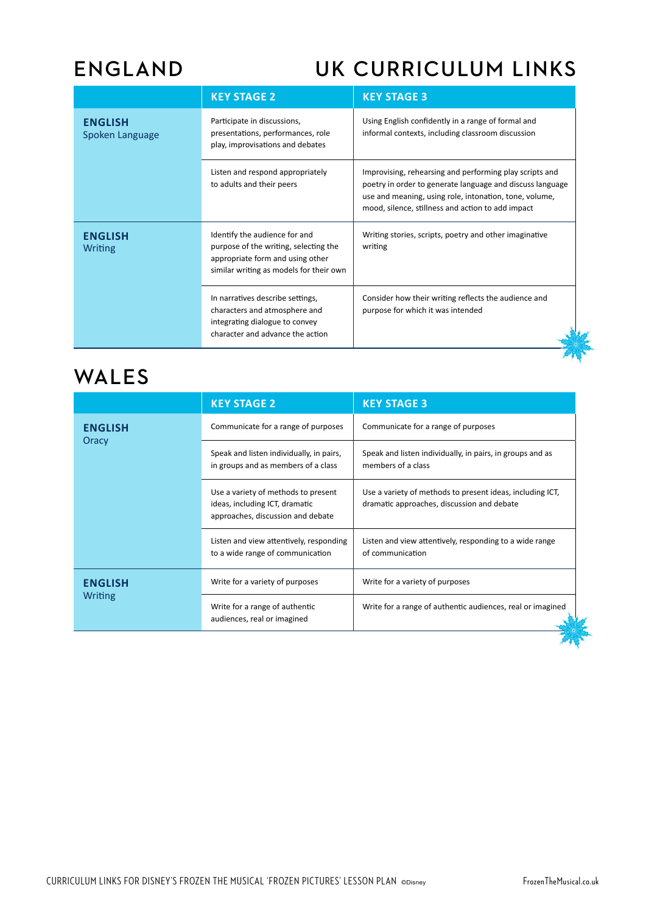# ENGLAND

# UK CURRICULUM LINKS

| | KEY STAGE 2 | KEY STAGE 3 |
|---|---|---|
| **ENGLISH** Spoken Language | Participate in discussions, presentations, performances, role play, improvisations and debates | Using English confidently in a range of formal and informal contexts, including classroom discussion |
| | Listen and respond appropriately to adults and their peers | Improvising, rehearsing and performing play scripts and poetry in order to generate language and discuss language use and meaning, using role, intonation, tone, volume, mood, silence, stillness and action to add impact |
| **ENGLISH** Writing | Identify the audience for and purpose of the writing, selecting the appropriate form and using other similar writing as models for their own | Writing stories, scripts, poetry and other imaginative writing |
| | In narratives describe settings, characters and atmosphere and integrating dialogue to convey character and advance the action | Consider how their writing reflects the audience and purpose for which it was intended |

# WALES

| | KEY STAGE 2 | KEY STAGE 3 |
|---|---|---|
| **ENGLISH** Oracy | Communicate for a range of purposes | Communicate for a range of purposes |
| | Speak and listen individually, in pairs, in groups and as members of a class | Speak and listen individually, in pairs, in groups and as members of a class |
| | Use a variety of methods to present ideas, including ICT, dramatic approaches, discussion and debate | Use a variety of methods to present ideas, including ICT, dramatic approaches, discussion and debate |
| | Listen and view attentively, responding to a wide range of communication | Listen and view attentively, responding to a wide range of communication |
| **ENGLISH** Writing | Write for a variety of purposes | Write for a variety of purposes |
| | Write for a range of authentic audiences, real or imagined | Write for a range of authentic audiences, real or imagined |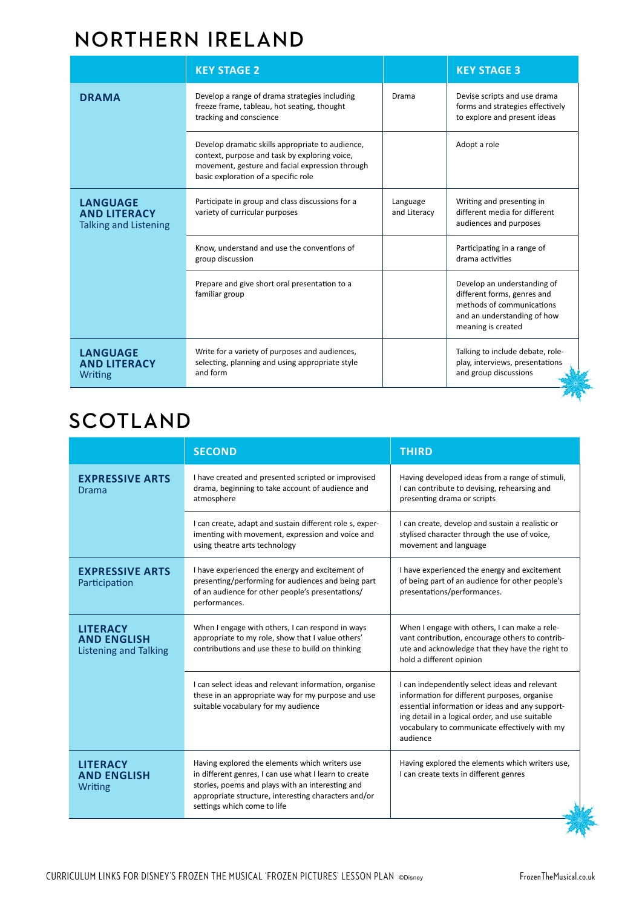# NORTHERN IRELAND

| | KEY STAGE 2 | | KEY STAGE 3 |
|---|---|---|---|
| **DRAMA** | Develop a range of drama strategies including freeze frame, tableau, hot seating, thought tracking and conscience | Drama | Devise scripts and use drama forms and strategies effectively to explore and present ideas |
| | Develop dramatic skills appropriate to audience, context, purpose and task by exploring voice, movement, gesture and facial expression through basic exploration of a specific role | | Adopt a role |
| **LANGUAGE AND LITERACY** Talking and Listening | Participate in group and class discussions for a variety of curricular purposes | Language and Literacy | Writing and presenting in different media for different audiences and purposes |
| | Know, understand and use the conventions of group discussion | | Participating in a range of drama activities |
| | Prepare and give short oral presentation to a familiar group | | Develop an understanding of different forms, genres and methods of communications and an understanding of how meaning is created |
| **LANGUAGE AND LITERACY** Writing | Write for a variety of purposes and audiences, selecting, planning and using appropriate style and form | | Talking to include debate, role-play, interviews, presentations and group discussions |

# SCOTLAND

| | SECOND | THIRD |
|---|---|---|
| **EXPRESSIVE ARTS** Drama | I have created and presented scripted or improvised drama, beginning to take account of audience and atmosphere | Having developed ideas from a range of stimuli, I can contribute to devising, rehearsing and presenting drama or scripts |
| | I can create, adapt and sustain different role s, experimenting with movement, expression and voice and using theatre arts technology | I can create, develop and sustain a realistic or stylised character through the use of voice, movement and language |
| **EXPRESSIVE ARTS** Participation | I have experienced the energy and excitement of presenting/performing for audiences and being part of an audience for other people's presentations/ performances. | I have experienced the energy and excitement of being part of an audience for other people's presentations/performances. |
| **LITERACY AND ENGLISH** Listening and Talking | When I engage with others, I can respond in ways appropriate to my role, show that I value others' contributions and use these to build on thinking | When I engage with others, I can make a relevant contribution, encourage others to contribute and acknowledge that they have the right to hold a different opinion |
| | I can select ideas and relevant information, organise these in an appropriate way for my purpose and use suitable vocabulary for my audience | I can independently select ideas and relevant information for different purposes, organise essential information or ideas and any supporting detail in a logical order, and use suitable vocabulary to communicate effectively with my audience |
| **LITERACY AND ENGLISH** Writing | Having explored the elements which writers use in different genres, I can use what I learn to create stories, poems and plays with an interesting and appropriate structure, interesting characters and/or settings which come to life | Having explored the elements which writers use, I can create texts in different genres |

CURRICULUM LINKS FOR DISNEY'S FROZEN THE MUSICAL 'FROZEN PICTURES' LESSON PLAN ©Disney

FrozenTheMusical.co.uk